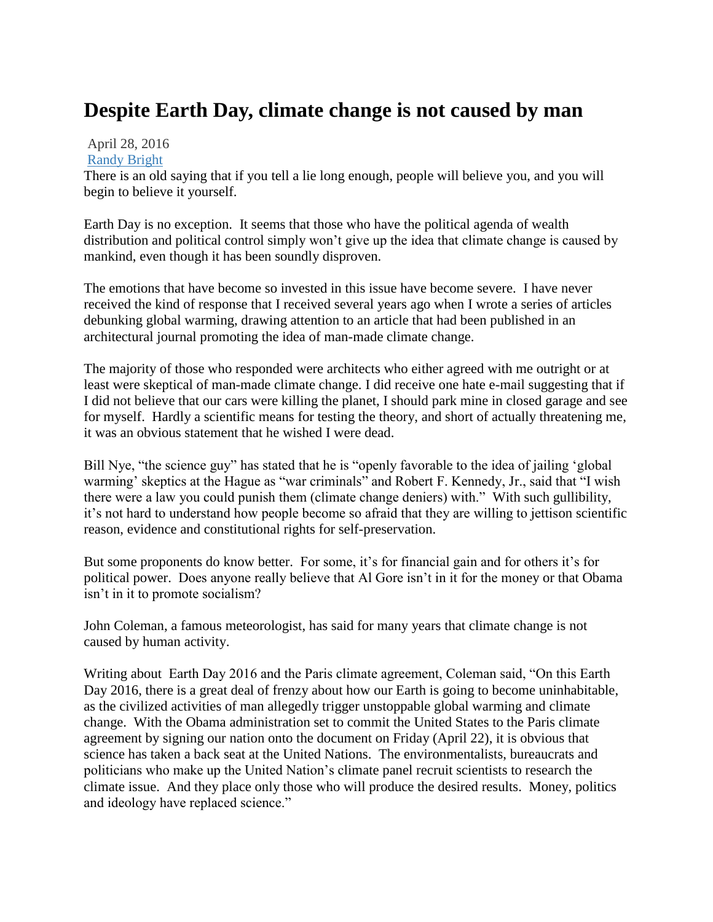# Despite Earth Day, climate change is not caused by man

April 28, 2016
[Randy Bright]

There is an old saying that if you tell a lie long enough, people will believe you, and you will begin to believe it yourself.

Earth Day is no exception. It seems that those who have the political agenda of wealth distribution and political control simply won't give up the idea that climate change is caused by mankind, even though it has been soundly disproven.

The emotions that have become so invested in this issue have become severe. I have never received the kind of response that I received several years ago when I wrote a series of articles debunking global warming, drawing attention to an article that had been published in an architectural journal promoting the idea of man-made climate change.

The majority of those who responded were architects who either agreed with me outright or at least were skeptical of man-made climate change. I did receive one hate e-mail suggesting that if I did not believe that our cars were killing the planet, I should park mine in closed garage and see for myself. Hardly a scientific means for testing the theory, and short of actually threatening me, it was an obvious statement that he wished I were dead.

Bill Nye, "the science guy" has stated that he is "openly favorable to the idea of jailing 'global warming' skeptics at the Hague as "war criminals" and Robert F. Kennedy, Jr., said that "I wish there were a law you could punish them (climate change deniers) with." With such gullibility, it's not hard to understand how people become so afraid that they are willing to jettison scientific reason, evidence and constitutional rights for self-preservation.

But some proponents do know better. For some, it's for financial gain and for others it's for political power. Does anyone really believe that Al Gore isn't in it for the money or that Obama isn't in it to promote socialism?

John Coleman, a famous meteorologist, has said for many years that climate change is not caused by human activity.

Writing about Earth Day 2016 and the Paris climate agreement, Coleman said, "On this Earth Day 2016, there is a great deal of frenzy about how our Earth is going to become uninhabitable, as the civilized activities of man allegedly trigger unstoppable global warming and climate change. With the Obama administration set to commit the United States to the Paris climate agreement by signing our nation onto the document on Friday (April 22), it is obvious that science has taken a back seat at the United Nations. The environmentalists, bureaucrats and politicians who make up the United Nation's climate panel recruit scientists to research the climate issue. And they place only those who will produce the desired results. Money, politics and ideology have replaced science."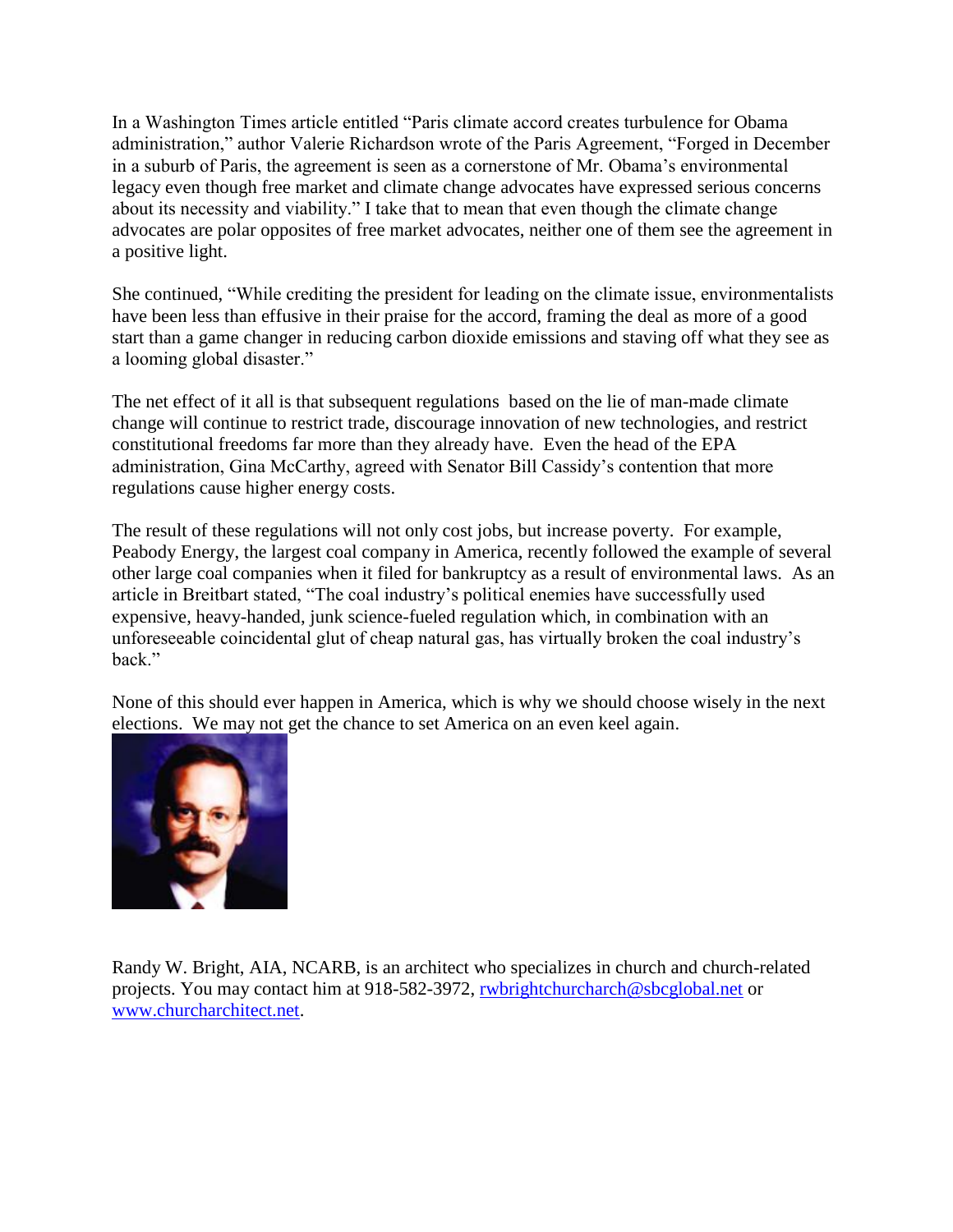In a Washington Times article entitled "Paris climate accord creates turbulence for Obama administration," author Valerie Richardson wrote of the Paris Agreement, "Forged in December in a suburb of Paris, the agreement is seen as a cornerstone of Mr. Obama's environmental legacy even though free market and climate change advocates have expressed serious concerns about its necessity and viability." I take that to mean that even though the climate change advocates are polar opposites of free market advocates, neither one of them see the agreement in a positive light.

She continued, "While crediting the president for leading on the climate issue, environmentalists have been less than effusive in their praise for the accord, framing the deal as more of a good start than a game changer in reducing carbon dioxide emissions and staving off what they see as a looming global disaster."

The net effect of it all is that subsequent regulations based on the lie of man-made climate change will continue to restrict trade, discourage innovation of new technologies, and restrict constitutional freedoms far more than they already have. Even the head of the EPA administration, Gina McCarthy, agreed with Senator Bill Cassidy's contention that more regulations cause higher energy costs.

The result of these regulations will not only cost jobs, but increase poverty. For example, Peabody Energy, the largest coal company in America, recently followed the example of several other large coal companies when it filed for bankruptcy as a result of environmental laws. As an article in Breitbart stated, "The coal industry's political enemies have successfully used expensive, heavy-handed, junk science-fueled regulation which, in combination with an unforeseeable coincidental glut of cheap natural gas, has virtually broken the coal industry's back."

None of this should ever happen in America, which is why we should choose wisely in the next elections. We may not get the chance to set America on an even keel again.

Randy W. Bright, AIA, NCARB, is an architect who specializes in church and church-related projects. You may contact him at 918-582-3972, rwbrightchurcharch@sbcglobal.net or www.churcharchitect.net.